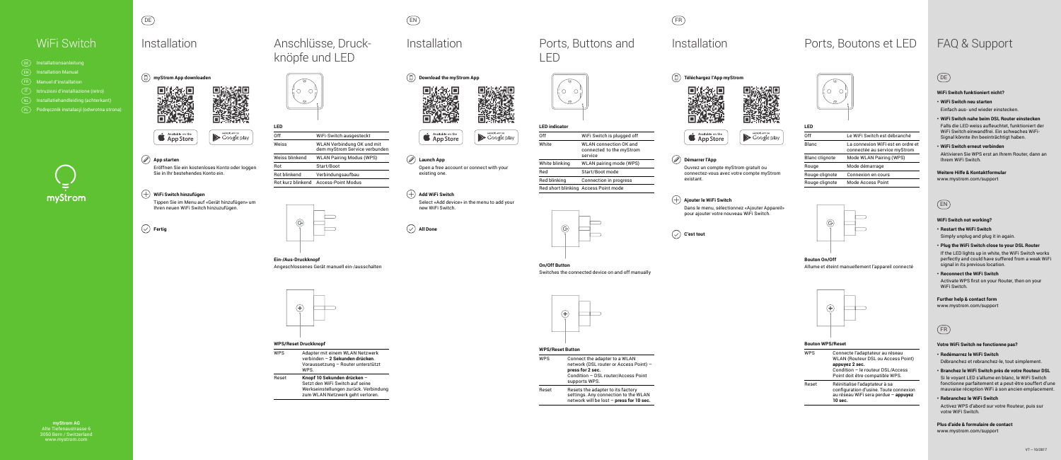# WiFi Switch

- DE Installationsanleitung
- EN Installation Manual
- FR Manuel d'installation
- IT Istruzioni d'installazione (retro)
- NL Installatiehandleiding (achterkant)
- PL Podręcznik instalacji (odwrotna strona)

myStrom

**myStrom AG**
Alte Tiefenaustrasse 6
3050 Bern / Switzerland
www.mystrom.com

DE

## Installation

**myStrom App downloaden**

Available on the App Store | GET IT ON Google play

**App starten**

Eröffnen Sie ein kostenloses Konto oder loggen Sie in Ihr bestehendes Konto ein.

**WiFi Switch hinzufügen**

Tippen Sie im Menu auf «Gerät hinzufügen» um Ihren neuen WiFi Switch hinzuzufügen.

**Fertig**

## Anschlüsse, Druckknöpfe und LED

| LED | |
|---|---|
| Off | WiFi-Switch ausgesteckt |
| Weiss | WLAN Verbindung OK und mit dem myStrom Service verbunden |
| Weiss blinkend | WLAN Pairing Modus (WPS) |
| Rot | Start/Boot |
| Rot blinkend | Verbindungsaufbau |
| Rot kurz blinkend | Access-Point Modus |

**Ein-/Aus-Druckknopf**

Angeschlossenes Gerät manuell ein-/ausschalten

**WPS/Reset Druckknopf**

| | |
|---|---|
| WPS | Adapter mit einem WLAN Netzwerk verbinden – **2 Sekunden drücken**. Voraussetzung – Router unterstützt WPS. |
| Reset | **Knopf 10 Sekunden drücken** – Setzt den WiFi Switch auf seine Werkseinstellungen zurück. Verbindung zum WLAN Netzwerk geht verloren. |

EN

## Installation

**Download the myStrom App**

Available on the App Store | GET IT ON Google play

**Launch App**

Open a free account or connect with your existing one.

**Add WiFi Switch**

Select «Add device» in the menu to add your new WiFi Switch.

**All Done**

## Ports, Buttons and LED

| LED indicator | |
|---|---|
| Off | WiFi Switch is plugged off |
| White | WLAN connection OK and connected to the myStrom service |
| White blinking | WLAN pairing mode (WPS) |
| Red | Start/Boot mode |
| Red blinking | Connection in progress |
| Red short blinking | Access Point mode |

**On/Off Button**

Switches the connected device on and off manually

**WPS/Reset Button**

| | |
|---|---|
| WPS | Connect the adapter to a WLAN network (DSL router or Access Point) – **press for 2 sec.** Condition – DSL router/Access Point supports WPS. |
| Reset | Resets the adapter to its factory settings. Any connection to the WLAN network will be lost – **press for 10 sec.** |

FR

## Installation

**Téléchargez l'App myStrom**

Available on the App Store | GET IT ON Google play

**Démarrer l'App**

Ouvrez un compte myStrom gratuit ou connectez-vous avec votre compte myStrom existant.

**Ajouter le WiFi Switch**

Dans le menu, sélectionnez «Ajouter Appareil» pour ajouter votre nouveau WiFi Switch.

**C'est tout**

## Ports, Boutons et LED

| LED | |
|---|---|
| Off | Le WiFi Switch est débranché |
| Blanc | La connexion WiFi est en ordre et connectée au service myStrom |
| Blanc clignote | Mode WLAN Pairing (WPS) |
| Rouge | Mode démarrage |
| Rouge clignote | Connexion en cours |
| Rouge clignote | Mode Access Point |

**Bouton On/Off**

Allume et éteint manuellement l'appareil connecté

**Bouton WPS/Reset**

| | |
|---|---|
| WPS | Connecte l'adaptateur au réseau WLAN (Routeur DSL ou Access Point) **appuyez 2 sec.** Condition – le routeur DSL/Access Point doit être compatible WPS. |
| Reset | Réinitialise l'adaptateur à sa configuration d'usine. Toute connexion au réseau WiFi sera perdue – **appuyez 10 sec.** |

## FAQ & Support

DE

**WiFi Switch funktioniert nicht?**

- **WiFi Switch neu starten**
  Einfach aus- und wieder einstecken.
- **WiFi Switch nahe beim DSL Router einstecken**
  Falls die LED weiss aufleuchtet, funktioniert der WiFi Switch einwandfrei. Ein schwaches WiFi-Signal könnte ihn beeinträchtigt haben.
- **WiFi Switch erneut verbinden**
  Aktivieren Sie WPS erst an Ihrem Router, dann an Ihrem WiFi Switch.

**Weitere Hilfe & Kontaktformular**
www.mystrom.com/support

EN

**WiFi Switch not working?**

- **Restart the WiFi Switch**
  Simply unplug and plug it in again.
- **Plug the WiFi Switch close to your DSL Router**
  If the LED lights up in white, the WiFi Switch works perfectly and could have suffered from a weak WiFi signal in its previous location.
- **Reconnect the WiFi Switch**
  Activate WPS first on your Router, then on your WiFi Switch.

**Further help & contact form**
www.mystrom.com/support

FR

**Votre WiFi Switch ne fonctionne pas?**

- **Redémarrez le WiFi Switch**
  Débranchez et rebranchez-le, tout simplement.
- **Branchez le WiFi Switch près de votre Routeur DSL**
  Si le voyant LED s'allume en blanc, le WiFi Switch fonctionne parfaitement et a peut-être souffert d'une mauvaise réception WiFi à son ancien emplacement.
- **Rebranchez le WiFi Switch**
  Activez WPS d'abord sur votre Routeur, puis sur votre WiFi Switch.

**Plus d'aide & formulaire de contact**
www.mystrom.com/support

V7 – 10/2017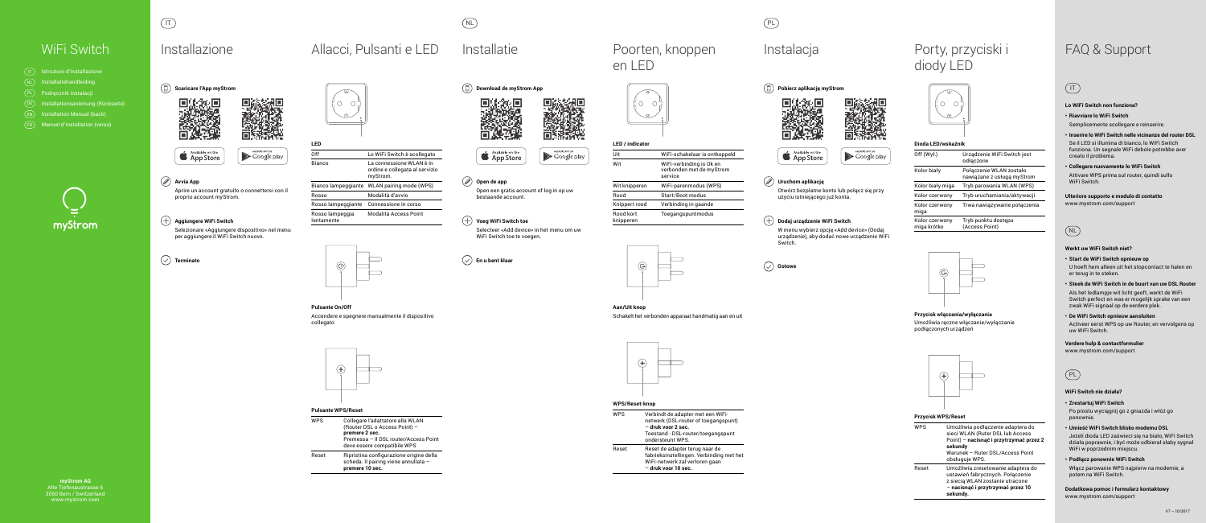# WiFi Switch

- IT Istruzioni d'installazione
- NL Installatiehandleiding
- PL Podręcznik instalacji
- DE Installationsanleitung (Rückseite)
- EN Installation Manual (back)
- FR Manuel d'installation (verso)

myStrom

**myStrom AG**
Alte Tiefenaustrasse 6
3050 Bern / Switzerland
www.mystrom.com

IT

## Installazione

**Scaricare l'App myStrom**

Available on the App Store

Google play

**Avvia App**

Aprire un account gratuito o connettersi con il proprio account myStrom.

**Aggiungere WiFi Switch**

Selezionare «Aggiungere dispositivo» nel menu per aggiungere il WiFi Switch nuovo.

**Terminato**

## Allacci, Pulsanti e LED

**LED**

| | |
|---|---|
| Off | Lo WiFi Switch è scollegato |
| Bianco | La connessione WLAN è in ordine e collegata al servizio myStrom. |
| Bianco lampeggiante | WLAN pairing mode (WPS) |
| Rosso | Modalità d'avvio |
| Rosso lampeggiante | Connessione in corso |
| Rosso lampeggia lentamente | Modalità Access Point |

**Pulsante On/Off**

Accendere e spegnere manualmente il dispositivo collegato

**Pulsante WPS/Reset**

| | |
|---|---|
| WPS | Collegare l'adattatore alla WLAN (Router DSL o Access Point) – **premere 2 sec.** Premessa – Il DSL router/Access Point deve essere compatibile WPS |
| Reset | Ripristina configurazione origine della scheda. Il pairing viene annullata – **premere 10 sec.** |

NL

## Installatie

**Download de myStrom App**

Available on the App Store

Google play

**Open de app**

Open een gratis account of log in op uw bestaande account.

**Voeg WiFi Switch toe**

Selecteer «Add device» in het menu om uw WiFi Switch toe te voegen.

**En u bent klaar**

## Poorten, knoppen en LED

**LED / indicator**

| | |
|---|---|
| Uit | WiFi-schakelaar is ontkoppeld |
| Wit | WiFi-verbinding is Ok en verbonden met de myStrom service |
| Wit knipperen | WiFi-parenmodus (WPS) |
| Rood | Start/Boot modus |
| Knippert rood | Verbinding in gaande |
| Rood kort knipperen | Toegangspuntmodus |

**Aan/Uit knop**

Schakelt het verbonden apparaat handmatig aan en uit

**WPS/Reset-knop**

| | |
|---|---|
| WPS | Verbindt de adapter met een WiFi-netwerk (DSL-router of toegangspunt) – **druk voor 2 sec.** Toestand - DSL-router/toegangspunt ondersteunt WPS. |
| Reset | Reset de adapter terug naar de fabrieksinstellingen. Verbinding met het WiFi-netwerk zal verloren gaan – **druk voor 10 sec.** |

PL

## Instalacja

**Pobierz aplikację myStrom**

Available on the App Store

Google play

**Uruchom aplikację**

Otwórz bezpłatne konto lub połącz się przy użyciu istniejącego już konta.

**Dodaj urządzenie WiFi Switch**

W menu wybierz opcję «Add device» (Dodaj urządzenie), aby dodać nowe urządzenie WiFi Switch.

**Gotowe**

## Porty, przyciski i diody LED

**Dioda LED/wskaźnik**

| | |
|---|---|
| Off (Wył.) | Urządzenie WiFi Switch jest odłączone |
| Kolor biały | Połączenie WLAN zostało nawiązane z usługą myStrom |
| Kolor biały miga | Tryb parowania WLAN (WPS) |
| Kolor czerwony | Tryb uruchamiania/aktywacji |
| Kolor czerwony miga | Trwa nawiązywanie połączenia |
| Kolor czerwony miga krótko | Tryb punktu dostępu (Access Point) |

**Przycisk włączania/wyłączania**

Umożliwia ręczne włączanie/wyłączanie podłączonych urządzeń

**Przycisk WPS/Reset**

| | |
|---|---|
| WPS | Umożliwia podłączenie adaptera do sieci WLAN (Ruter DSL lub Access Point) – **nacisnąć i przytrzymać przez 2 sekundy** Warunek – Ruter DSL/Access Point obsługuje WPS. |
| Reset | Umożliwia zresetowanie adaptera do ustawień fabrycznych. Połączenie z siecią WLAN zostanie utracone – **nacisnąć i przytrzymać przez 10 sekundy.** |

## FAQ & Support

IT

**Lo WiFi Switch non funziona?**

- **Riavviare lo WiFi Switch**
  Semplicemente scollegare e reinserire.
- **Inserire lo WiFi Switch nelle vicinanze del router DSL**
  Se il LED si illumina di bianco, lo WiFi Switch funziona. Un segnale WiFi debole potrebbe aver creato il problema.
- **Collegare nuovamente lo WiFi Switch**
  Attivare WPS prima sul router, quindi sullo WiFi Switch.

**Ulteriore supporto e modulo di contatto**
www.mystrom.com/support

NL

**Werkt uw WiFi Switch niet?**

- **Start de WiFi Switch opnieuw op**
  U hoeft hem alleen uit het stopcontact te halen en er terug in te steken.
- **Steek de WiFi Switch in de buurt van uw DSL Router**
  Als het ledlampje wit licht geeft, werkt de WiFi Switch perfect en was er mogelijk sprake van een zwak WiFi signaal op de eerdere plek.
- **De WiFi Switch opnieuw aansluiten**
  Activeer eerst WPS op uw Router, en vervolgens op uw WiFi Switch.

**Verdere hulp & contactformulier**
www.mystrom.com/support

PL

**WiFi Switch nie działa?**

- **Zrestartuj WiFi Switch**
  Po prostu wyciągnij go z gniazda i włóż go ponownie.
- **Umieść WiFi Switch blisko modemu DSL**
  Jeżeli dioda LED zaświeci się na biało, WiFi Switch działa poprawnie, i być może odbierał słaby sygnał WiFi w poprzednim miejscu.
- **Podłącz ponownie WiFi Switch**
  Włącz parowanie WPS najpierw na modemie, a potem na WiFi Switch.

**Dodatkowa pomoc i formularz kontaktowy**
www.mystrom.com/support

V7 – 10/2017